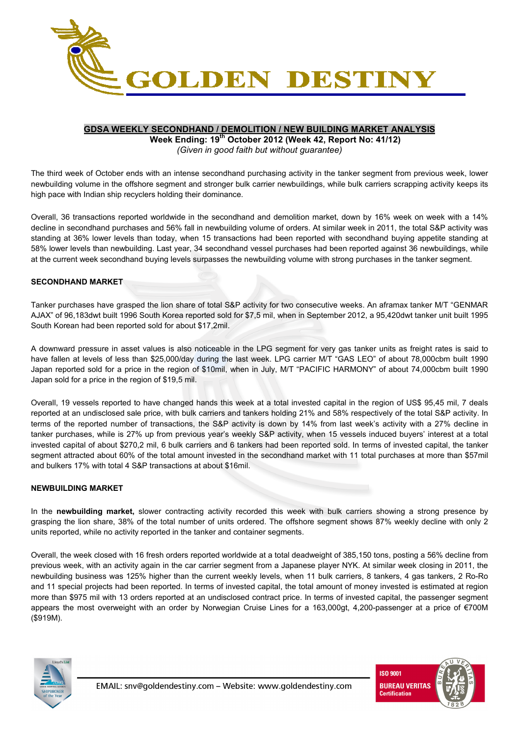GOLDEN DESTINY

## GDSA WEEKLY SECONDHAND / DEMOLITION / NEW BUILDING MARKET ANALYSIS

**Week Ending: 19th October 2012 (Week 42, Report No: 41/12)**

*(Given in good faith but without guarantee)*

The third week of October ends with an intense secondhand purchasing activity in the tanker segment from previous week, lower newbuilding volume in the offshore segment and stronger bulk carrier newbuildings, while bulk carriers scrapping activity keeps its high pace with Indian ship recyclers holding their dominance.

Overall, 36 transactions reported worldwide in the secondhand and demolition market, down by 16% week on week with a 14% decline in secondhand purchases and 56% fall in newbuilding volume of orders. At similar week in 2011, the total S&P activity was standing at 36% lower levels than today, when 15 transactions had been reported with secondhand buying appetite standing at 58% lower levels than newbuilding. Last year, 34 secondhand vessel purchases had been reported against 36 newbuildings, while at the current week secondhand buying levels surpasses the newbuilding volume with strong purchases in the tanker segment.

### SECONDHAND MARKET

Tanker purchases have grasped the lion share of total S&P activity for two consecutive weeks. An aframax tanker M/T "GENMAR AJAX" of 96,183dwt built 1996 South Korea reported sold for $7,5 mil, when in September 2012, a 95,420dwt tanker unit built 1995 South Korean had been reported sold for about $17,2mil.

A downward pressure in asset values is also noticeable in the LPG segment for very gas tanker units as freight rates is said to have fallen at levels of less than $25,000/day during the last week. LPG carrier M/T "GAS LEO" of about 78,000cbm built 1990 Japan reported sold for a price in the region of $10mil, when in July, M/T "PACIFIC HARMONY" of about 74,000cbm built 1990 Japan sold for a price in the region of $19,5 mil.

Overall, 19 vessels reported to have changed hands this week at a total invested capital in the region of US$ 95,45 mil, 7 deals reported at an undisclosed sale price, with bulk carriers and tankers holding 21% and 58% respectively of the total S&P activity. In terms of the reported number of transactions, the S&P activity is down by 14% from last week's activity with a 27% decline in tanker purchases, while is 27% up from previous year's weekly S&P activity, when 15 vessels induced buyers' interest at a total invested capital of about $270,2 mil, 6 bulk carriers and 6 tankers had been reported sold. In terms of invested capital, the tanker segment attracted about 60% of the total amount invested in the secondhand market with 11 total purchases at more than $57mil and bulkers 17% with total 4 S&P transactions at about $16mil.

### NEWBUILDING MARKET

In the **newbuilding market,** slower contracting activity recorded this week with bulk carriers showing a strong presence by grasping the lion share, 38% of the total number of units ordered. The offshore segment shows 87% weekly decline with only 2 units reported, while no activity reported in the tanker and container segments.

Overall, the week closed with 16 fresh orders reported worldwide at a total deadweight of 385,150 tons, posting a 56% decline from previous week, with an activity again in the car carrier segment from a Japanese player NYK. At similar week closing in 2011, the newbuilding business was 125% higher than the current weekly levels, when 11 bulk carriers, 8 tankers, 4 gas tankers, 2 Ro-Ro and 11 special projects had been reported. In terms of invested capital, the total amount of money invested is estimated at region more than $975 mil with 13 orders reported at an undisclosed contract price. In terms of invested capital, the passenger segment appears the most overweight with an order by Norwegian Cruise Lines for a 163,000gt, 4,200-passenger at a price of €700M ($919M).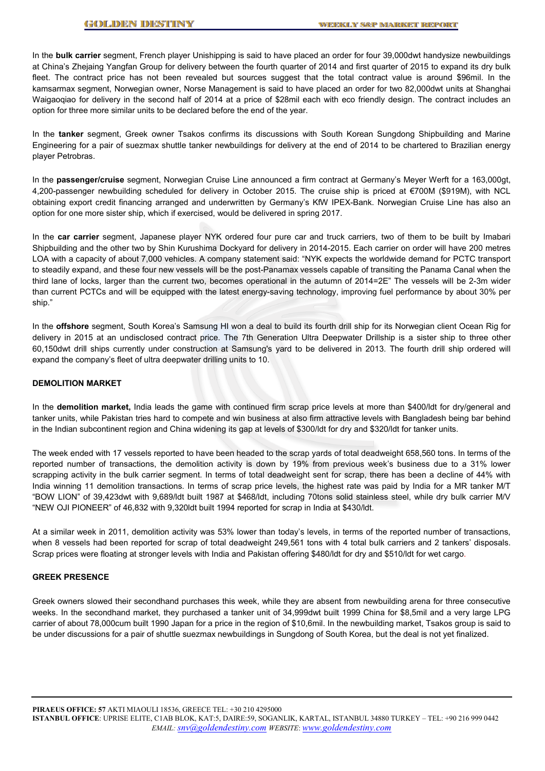In the **bulk carrier** segment, French player Unishipping is said to have placed an order for four 39,000dwt handysize newbuildings at China's Zhejaing Yangfan Group for delivery between the fourth quarter of 2014 and first quarter of 2015 to expand its dry bulk fleet. The contract price has not been revealed but sources suggest that the total contract value is around $96mil. In the kamsarmax segment, Norwegian owner, Norse Management is said to have placed an order for two 82,000dwt units at Shanghai Waigaoqiao for delivery in the second half of 2014 at a price of $28mil each with eco friendly design. The contract includes an option for three more similar units to be declared before the end of the year.

In the **tanker** segment, Greek owner Tsakos confirms its discussions with South Korean Sungdong Shipbuilding and Marine Engineering for a pair of suezmax shuttle tanker newbuildings for delivery at the end of 2014 to be chartered to Brazilian energy player Petrobras.

In the **passenger/cruise** segment, Norwegian Cruise Line announced a firm contract at Germany's Meyer Werft for a 163,000gt, 4,200-passenger newbuilding scheduled for delivery in October 2015. The cruise ship is priced at €700M ($919M), with NCL obtaining export credit financing arranged and underwritten by Germany's KfW IPEX-Bank. Norwegian Cruise Line has also an option for one more sister ship, which if exercised, would be delivered in spring 2017.

In the **car carrier** segment, Japanese player NYK ordered four pure car and truck carriers, two of them to be built by Imabari Shipbuilding and the other two by Shin Kurushima Dockyard for delivery in 2014-2015. Each carrier on order will have 200 metres LOA with a capacity of about 7,000 vehicles. A company statement said: "NYK expects the worldwide demand for PCTC transport to steadily expand, and these four new vessels will be the post-Panamax vessels capable of transiting the Panama Canal when the third lane of locks, larger than the current two, becomes operational in the autumn of 2014=2E" The vessels will be 2-3m wider than current PCTCs and will be equipped with the latest energy-saving technology, improving fuel performance by about 30% per ship."

In the **offshore** segment, South Korea's Samsung HI won a deal to build its fourth drill ship for its Norwegian client Ocean Rig for delivery in 2015 at an undisclosed contract price. The 7th Generation Ultra Deepwater Drillship is a sister ship to three other 60,150dwt drill ships currently under construction at Samsung's yard to be delivered in 2013. The fourth drill ship ordered will expand the company's fleet of ultra deepwater drilling units to 10.

## DEMOLITION MARKET

In the **demolition market,** India leads the game with continued firm scrap price levels at more than $400/ldt for dry/general and tanker units, while Pakistan tries hard to compete and win business at also firm attractive levels with Bangladesh being bar behind in the Indian subcontinent region and China widening its gap at levels of $300/ldt for dry and $320/ldt for tanker units.

The week ended with 17 vessels reported to have been headed to the scrap yards of total deadweight 658,560 tons. In terms of the reported number of transactions, the demolition activity is down by 19% from previous week's business due to a 31% lower scrapping activity in the bulk carrier segment. In terms of total deadweight sent for scrap, there has been a decline of 44% with India winning 11 demolition transactions. In terms of scrap price levels, the highest rate was paid by India for a MR tanker M/T "BOW LION" of 39,423dwt with 9,689/ldt built 1987 at $468/ldt, including 70tons solid stainless steel, while dry bulk carrier M/V "NEW OJI PIONEER" of 46,832 with 9,320ldt built 1994 reported for scrap in India at $430/ldt.

At a similar week in 2011, demolition activity was 53% lower than today's levels, in terms of the reported number of transactions, when 8 vessels had been reported for scrap of total deadweight 249,561 tons with 4 total bulk carriers and 2 tankers' disposals. Scrap prices were floating at stronger levels with India and Pakistan offering $480/ldt for dry and $510/ldt for wet cargo.

## GREEK PRESENCE

Greek owners slowed their secondhand purchases this week, while they are absent from newbuilding arena for three consecutive weeks. In the secondhand market, they purchased a tanker unit of 34,999dwt built 1999 China for $8,5mil and a very large LPG carrier of about 78,000cum built 1990 Japan for a price in the region of $10,6mil. In the newbuilding market, Tsakos group is said to be under discussions for a pair of shuttle suezmax newbuildings in Sungdong of South Korea, but the deal is not yet finalized.

**PIRAEUS OFFICE: 57** AKTI MIAOULI 18536, GREECE TEL: +30 210 4295000
**ISTANBUL OFFICE**: UPRISE ELITE, C1AB BLOK, KAT:5, DAIRE:59, SOGANLIK, KARTAL, ISTANBUL 34880 TURKEY – TEL: +90 216 999 0442
*EMAIL: snv@goldendestiny.com WEBSITE: www.goldendestiny.com*